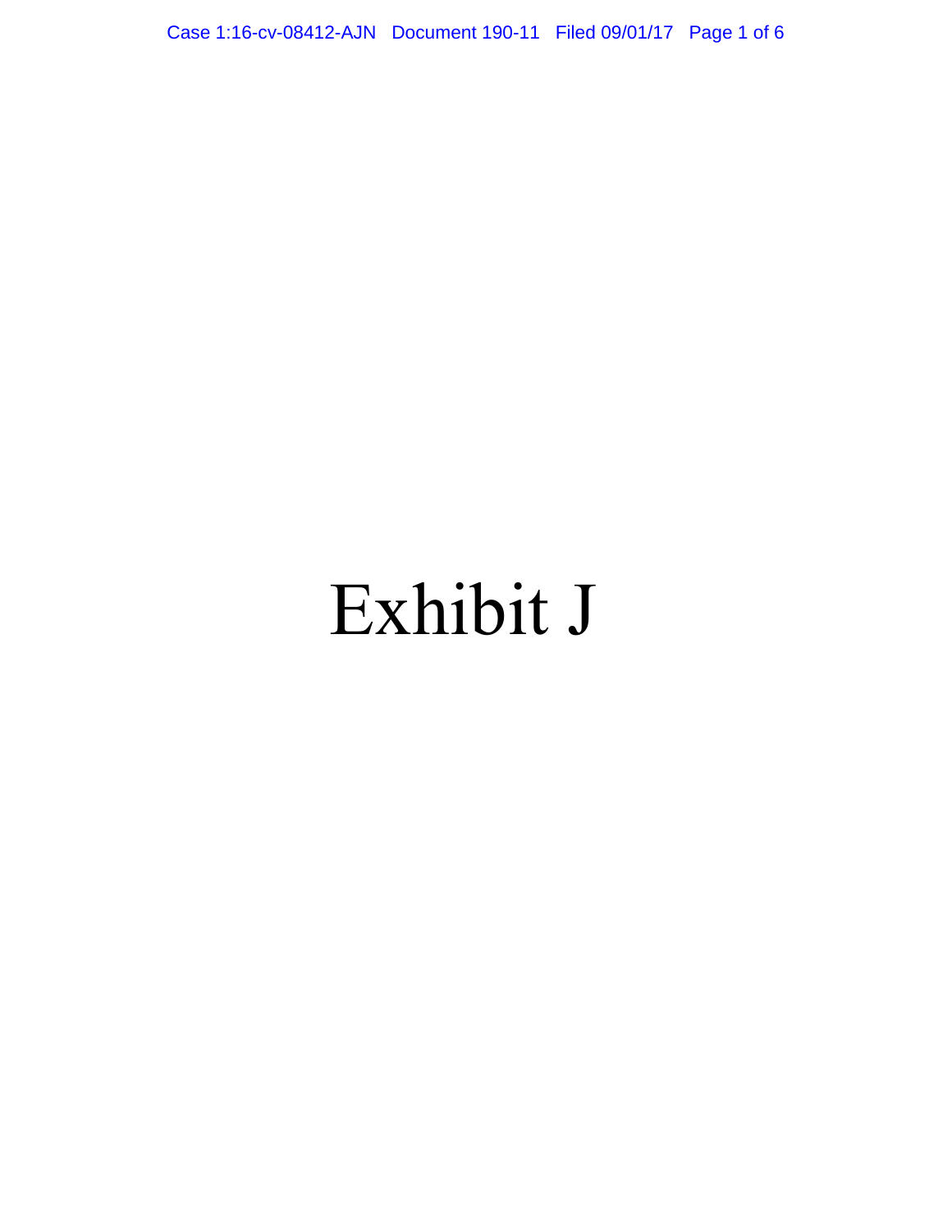# Exhibit J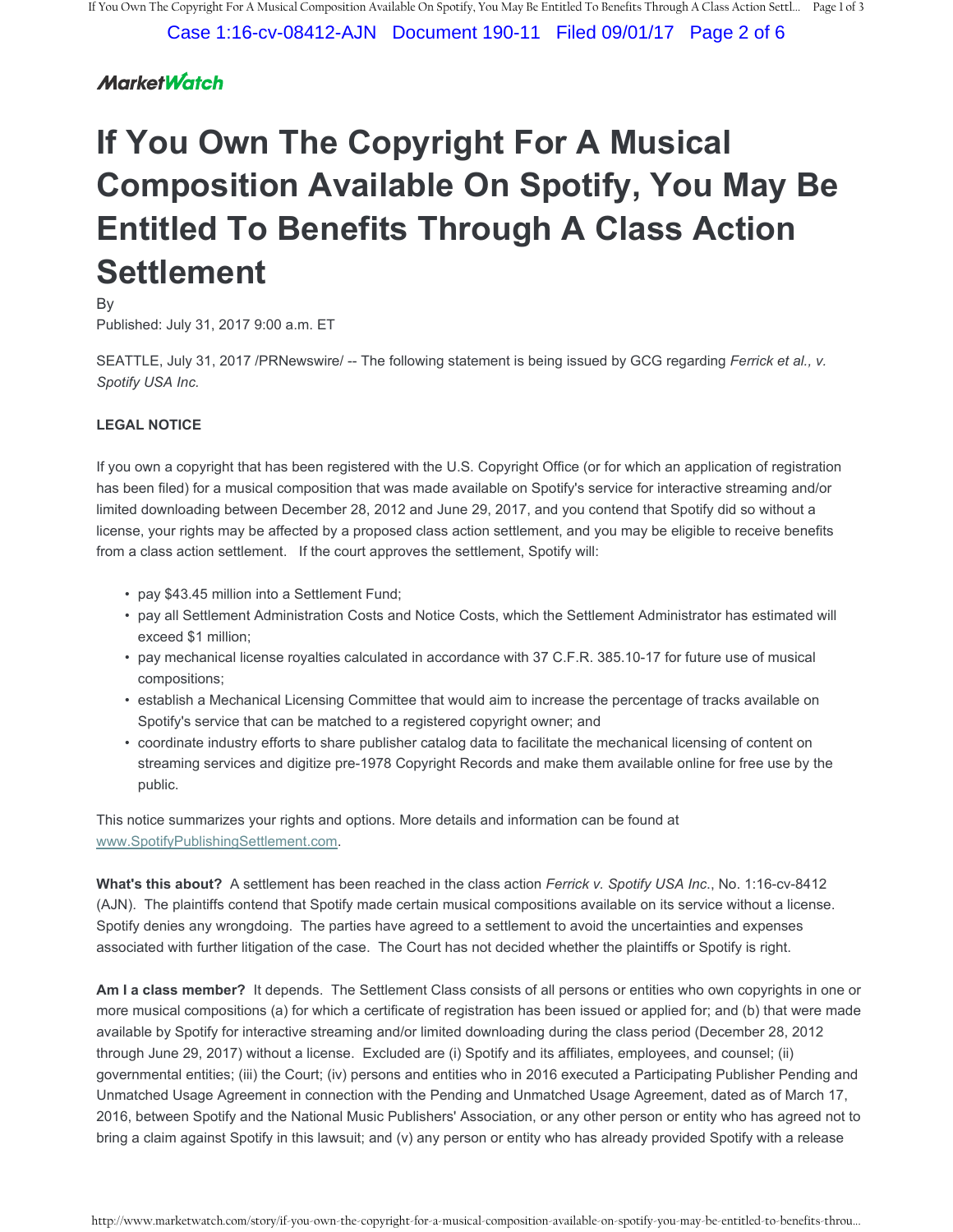MarketWatch

# If You Own The Copyright For A Musical Composition Available On Spotify, You May Be Entitled To Benefits Through A Class Action Settlement

By

Published: July 31, 2017 9:00 a.m. ET

SEATTLE, July 31, 2017 /PRNewswire/ -- The following statement is being issued by GCG regarding *Ferrick et al., v. Spotify USA Inc.*

**LEGAL NOTICE**

If you own a copyright that has been registered with the U.S. Copyright Office (or for which an application of registration has been filed) for a musical composition that was made available on Spotify's service for interactive streaming and/or limited downloading between December 28, 2012 and June 29, 2017, and you contend that Spotify did so without a license, your rights may be affected by a proposed class action settlement, and you may be eligible to receive benefits from a class action settlement. If the court approves the settlement, Spotify will:

- pay $43.45 million into a Settlement Fund;
- pay all Settlement Administration Costs and Notice Costs, which the Settlement Administrator has estimated will exceed $1 million;
- pay mechanical license royalties calculated in accordance with 37 C.F.R. 385.10-17 for future use of musical compositions;
- establish a Mechanical Licensing Committee that would aim to increase the percentage of tracks available on Spotify's service that can be matched to a registered copyright owner; and
- coordinate industry efforts to share publisher catalog data to facilitate the mechanical licensing of content on streaming services and digitize pre-1978 Copyright Records and make them available online for free use by the public.

This notice summarizes your rights and options. More details and information can be found at www.SpotifyPublishingSettlement.com.

**What's this about?** A settlement has been reached in the class action *Ferrick v. Spotify USA Inc.*, No. 1:16-cv-8412 (AJN). The plaintiffs contend that Spotify made certain musical compositions available on its service without a license. Spotify denies any wrongdoing. The parties have agreed to a settlement to avoid the uncertainties and expenses associated with further litigation of the case. The Court has not decided whether the plaintiffs or Spotify is right.

**Am I a class member?** It depends. The Settlement Class consists of all persons or entities who own copyrights in one or more musical compositions (a) for which a certificate of registration has been issued or applied for; and (b) that were made available by Spotify for interactive streaming and/or limited downloading during the class period (December 28, 2012 through June 29, 2017) without a license. Excluded are (i) Spotify and its affiliates, employees, and counsel; (ii) governmental entities; (iii) the Court; (iv) persons and entities who in 2016 executed a Participating Publisher Pending and Unmatched Usage Agreement in connection with the Pending and Unmatched Usage Agreement, dated as of March 17, 2016, between Spotify and the National Music Publishers' Association, or any other person or entity who has agreed not to bring a claim against Spotify in this lawsuit; and (v) any person or entity who has already provided Spotify with a release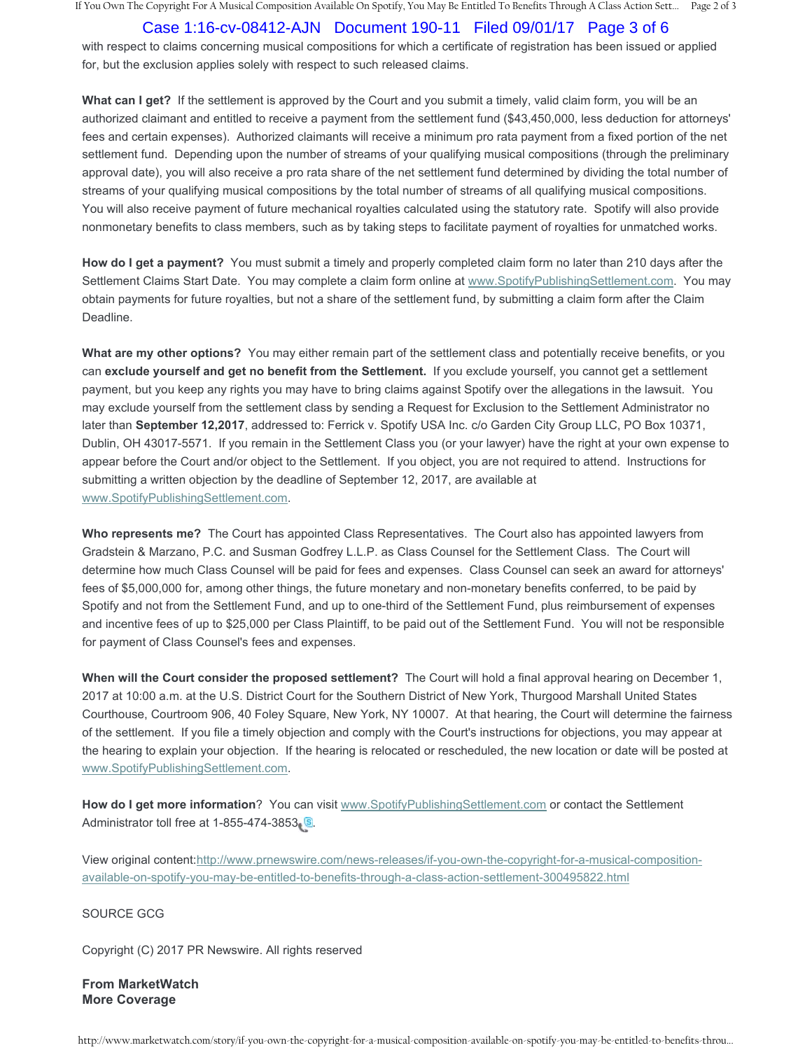with respect to claims concerning musical compositions for which a certificate of registration has been issued or applied for, but the exclusion applies solely with respect to such released claims.

**What can I get?** If the settlement is approved by the Court and you submit a timely, valid claim form, you will be an authorized claimant and entitled to receive a payment from the settlement fund ($43,450,000, less deduction for attorneys' fees and certain expenses). Authorized claimants will receive a minimum pro rata payment from a fixed portion of the net settlement fund. Depending upon the number of streams of your qualifying musical compositions (through the preliminary approval date), you will also receive a pro rata share of the net settlement fund determined by dividing the total number of streams of your qualifying musical compositions by the total number of streams of all qualifying musical compositions. You will also receive payment of future mechanical royalties calculated using the statutory rate. Spotify will also provide nonmonetary benefits to class members, such as by taking steps to facilitate payment of royalties for unmatched works.

**How do I get a payment?** You must submit a timely and properly completed claim form no later than 210 days after the Settlement Claims Start Date. You may complete a claim form online at www.SpotifyPublishingSettlement.com. You may obtain payments for future royalties, but not a share of the settlement fund, by submitting a claim form after the Claim Deadline.

**What are my other options?** You may either remain part of the settlement class and potentially receive benefits, or you can **exclude yourself and get no benefit from the Settlement.** If you exclude yourself, you cannot get a settlement payment, but you keep any rights you may have to bring claims against Spotify over the allegations in the lawsuit. You may exclude yourself from the settlement class by sending a Request for Exclusion to the Settlement Administrator no later than **September 12,2017**, addressed to: Ferrick v. Spotify USA Inc. c/o Garden City Group LLC, PO Box 10371, Dublin, OH 43017-5571. If you remain in the Settlement Class you (or your lawyer) have the right at your own expense to appear before the Court and/or object to the Settlement. If you object, you are not required to attend. Instructions for submitting a written objection by the deadline of September 12, 2017, are available at www.SpotifyPublishingSettlement.com.

**Who represents me?** The Court has appointed Class Representatives. The Court also has appointed lawyers from Gradstein & Marzano, P.C. and Susman Godfrey L.L.P. as Class Counsel for the Settlement Class. The Court will determine how much Class Counsel will be paid for fees and expenses. Class Counsel can seek an award for attorneys' fees of $5,000,000 for, among other things, the future monetary and non-monetary benefits conferred, to be paid by Spotify and not from the Settlement Fund, and up to one-third of the Settlement Fund, plus reimbursement of expenses and incentive fees of up to $25,000 per Class Plaintiff, to be paid out of the Settlement Fund. You will not be responsible for payment of Class Counsel's fees and expenses.

**When will the Court consider the proposed settlement?** The Court will hold a final approval hearing on December 1, 2017 at 10:00 a.m. at the U.S. District Court for the Southern District of New York, Thurgood Marshall United States Courthouse, Courtroom 906, 40 Foley Square, New York, NY 10007. At that hearing, the Court will determine the fairness of the settlement. If you file a timely objection and comply with the Court's instructions for objections, you may appear at the hearing to explain your objection. If the hearing is relocated or rescheduled, the new location or date will be posted at www.SpotifyPublishingSettlement.com.

**How do I get more information**? You can visit www.SpotifyPublishingSettlement.com or contact the Settlement Administrator toll free at 1-855-474-3853.

View original content:http://www.prnewswire.com/news-releases/if-you-own-the-copyright-for-a-musical-composition-available-on-spotify-you-may-be-entitled-to-benefits-through-a-class-action-settlement-300495822.html

SOURCE GCG

Copyright (C) 2017 PR Newswire. All rights reserved

**From MarketWatch**
**More Coverage**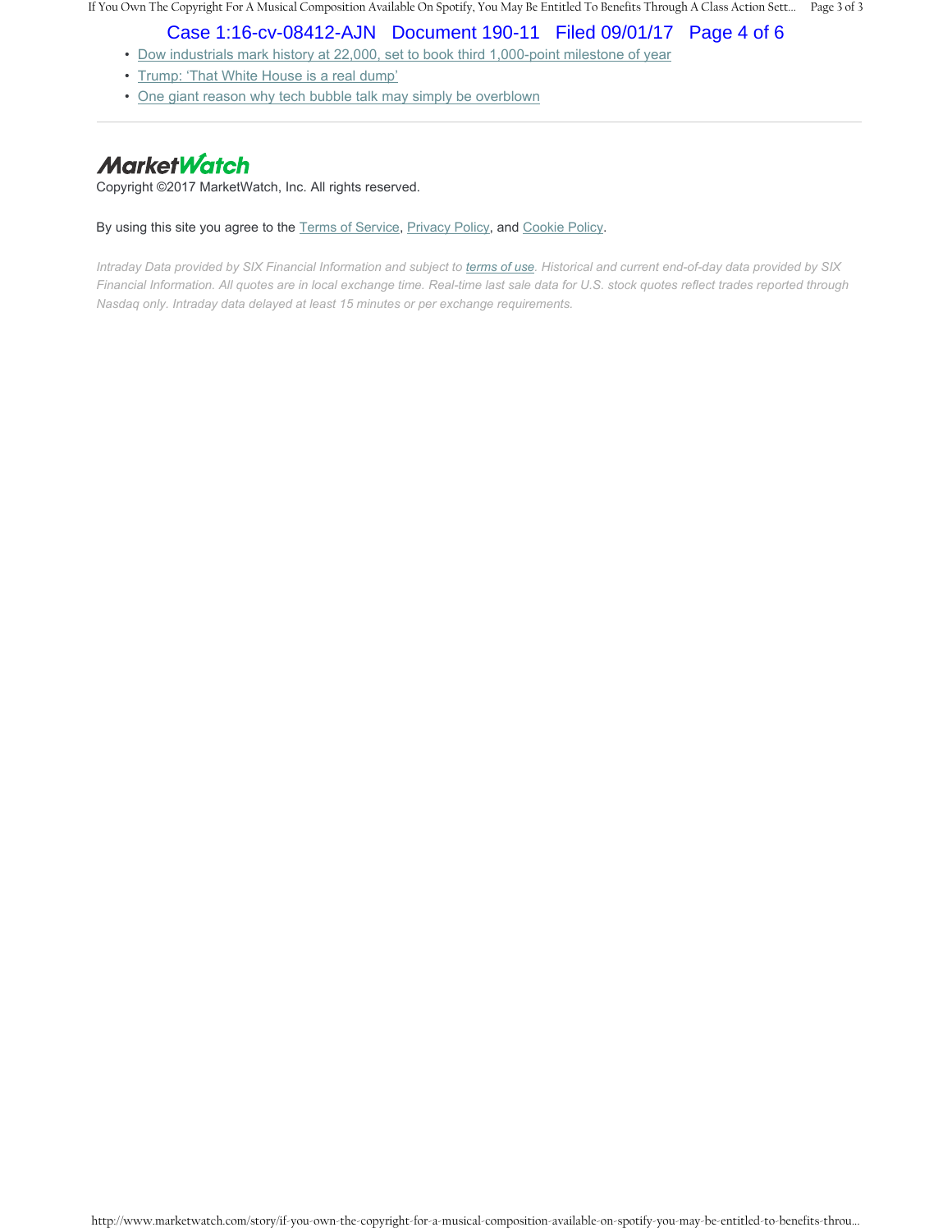- Dow industrials mark history at 22,000, set to book third 1,000-point milestone of year
- Trump: 'That White House is a real dump'
- One giant reason why tech bubble talk may simply be overblown

---

MarketWatch

Copyright ©2017 MarketWatch, Inc. All rights reserved.

By using this site you agree to the Terms of Service, Privacy Policy, and Cookie Policy.

*Intraday Data provided by SIX Financial Information and subject to terms of use. Historical and current end-of-day data provided by SIX Financial Information. All quotes are in local exchange time. Real-time last sale data for U.S. stock quotes reflect trades reported through Nasdaq only. Intraday data delayed at least 15 minutes or per exchange requirements.*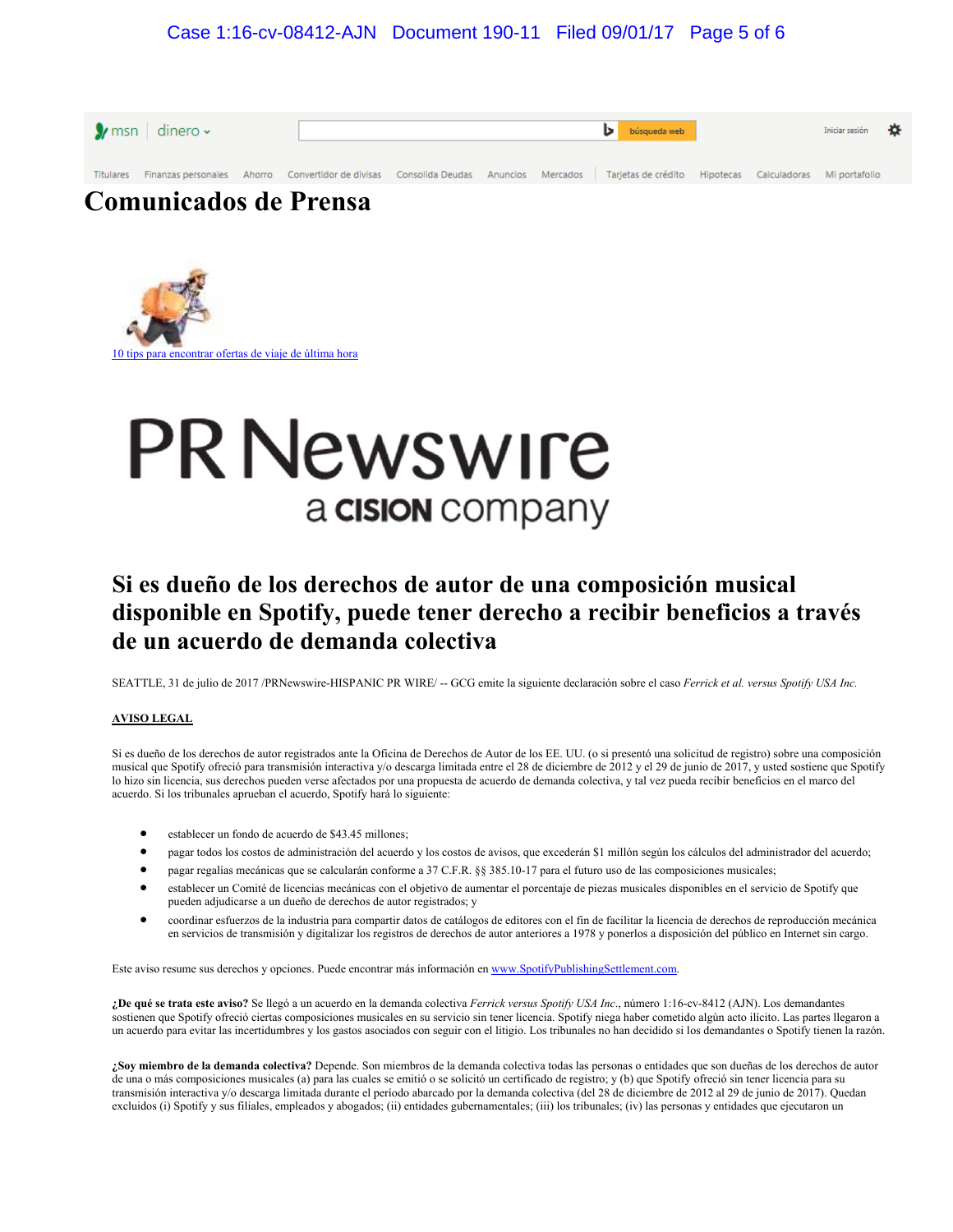msn | dinero

Titulares | Finanzas personales | Ahorro | Convertidor de divisas | Consolida Deudas | Anuncios | Mercados | Tarjetas de crédito | Hipotecas | Calculadoras | Mi portafolio

# Comunicados de Prensa

[10 tips para encontrar ofertas de viaje de última hora]

PR Newswire
a CISION company

## Si es dueño de los derechos de autor de una composición musical disponible en Spotify, puede tener derecho a recibir beneficios a través de un acuerdo de demanda colectiva

SEATTLE, 31 de julio de 2017 /PRNewswire-HISPANIC PR WIRE/ -- GCG emite la siguiente declaración sobre el caso *Ferrick et al. versus Spotify USA Inc.*

**AVISO LEGAL**

Si es dueño de los derechos de autor registrados ante la Oficina de Derechos de Autor de los EE. UU. (o si presentó una solicitud de registro) sobre una composición musical que Spotify ofreció para transmisión interactiva y/o descarga limitada entre el 28 de diciembre de 2012 y el 29 de junio de 2017, y usted sostiene que Spotify lo hizo sin licencia, sus derechos pueden verse afectados por una propuesta de acuerdo de demanda colectiva, y tal vez pueda recibir beneficios en el marco del acuerdo. Si los tribunales aprueban el acuerdo, Spotify hará lo siguiente:

- establecer un fondo de acuerdo de $43.45 millones;
- pagar todos los costos de administración del acuerdo y los costos de avisos, que excederán $1 millón según los cálculos del administrador del acuerdo;
- pagar regalías mecánicas que se calcularán conforme a 37 C.F.R. §§ 385.10-17 para el futuro uso de las composiciones musicales;
- establecer un Comité de licencias mecánicas con el objetivo de aumentar el porcentaje de piezas musicales disponibles en el servicio de Spotify que pueden adjudicarse a un dueño de derechos de autor registrados; y
- coordinar esfuerzos de la industria para compartir datos de catálogos de editores con el fin de facilitar la licencia de derechos de reproducción mecánica en servicios de transmisión y digitalizar los registros de derechos de autor anteriores a 1978 y ponerlos a disposición del público en Internet sin cargo.

Este aviso resume sus derechos y opciones. Puede encontrar más información en www.SpotifyPublishingSettlement.com.

**¿De qué se trata este aviso?** Se llegó a un acuerdo en la demanda colectiva *Ferrick versus Spotify USA Inc.*, número 1:16-cv-8412 (AJN). Los demandantes sostienen que Spotify ofreció ciertas composiciones musicales en su servicio sin tener licencia. Spotify niega haber cometido algún acto ilícito. Las partes llegaron a un acuerdo para evitar las incertidumbres y los gastos asociados con seguir con el litigio. Los tribunales no han decidido si los demandantes o Spotify tienen la razón.

**¿Soy miembro de la demanda colectiva?** Depende. Son miembros de la demanda colectiva todas las personas o entidades que son dueñas de los derechos de autor de una o más composiciones musicales (a) para las cuales se emitió o se solicitó un certificado de registro; y (b) que Spotify ofreció sin tener licencia para su transmisión interactiva y/o descarga limitada durante el período abarcado por la demanda colectiva (del 28 de diciembre de 2012 al 29 de junio de 2017). Quedan excluidos (i) Spotify y sus filiales, empleados y abogados; (ii) entidades gubernamentales; (iii) los tribunales; (iv) las personas y entidades que ejecutaron un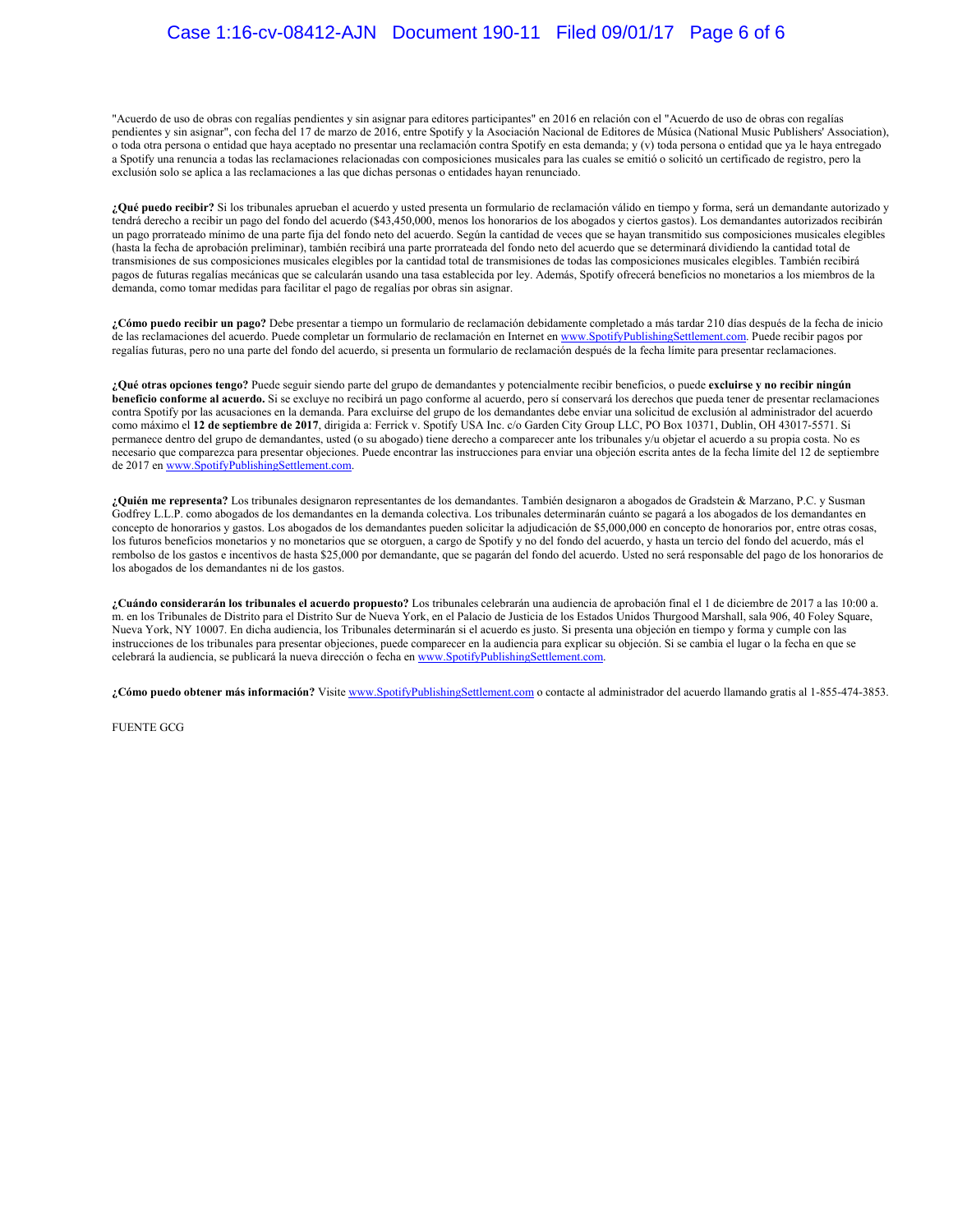"Acuerdo de uso de obras con regalías pendientes y sin asignar para editores participantes" en 2016 en relación con el "Acuerdo de uso de obras con regalías pendientes y sin asignar", con fecha del 17 de marzo de 2016, entre Spotify y la Asociación Nacional de Editores de Música (National Music Publishers' Association), o toda otra persona o entidad que haya aceptado no presentar una reclamación contra Spotify en esta demanda; y (v) toda persona o entidad que ya le haya entregado a Spotify una renuncia a todas las reclamaciones relacionadas con composiciones musicales para las cuales se emitió o solicitó un certificado de registro, pero la exclusión solo se aplica a las reclamaciones a las que dichas personas o entidades hayan renunciado.

**¿Qué puedo recibir?** Si los tribunales aprueban el acuerdo y usted presenta un formulario de reclamación válido en tiempo y forma, será un demandante autorizado y tendrá derecho a recibir un pago del fondo del acuerdo ($43,450,000, menos los honorarios de los abogados y ciertos gastos). Los demandantes autorizados recibirán un pago prorrateado mínimo de una parte fija del fondo neto del acuerdo. Según la cantidad de veces que se hayan transmitido sus composiciones musicales elegibles (hasta la fecha de aprobación preliminar), también recibirá una parte prorrateada del fondo neto del acuerdo que se determinará dividiendo la cantidad total de transmisiones de sus composiciones musicales elegibles por la cantidad total de transmisiones de todas las composiciones musicales elegibles. También recibirá pagos de futuras regalías mecánicas que se calcularán usando una tasa establecida por ley. Además, Spotify ofrecerá beneficios no monetarios a los miembros de la demanda, como tomar medidas para facilitar el pago de regalías por obras sin asignar.

**¿Cómo puedo recibir un pago?** Debe presentar a tiempo un formulario de reclamación debidamente completado a más tardar 210 días después de la fecha de inicio de las reclamaciones del acuerdo. Puede completar un formulario de reclamación en Internet en www.SpotifyPublishingSettlement.com. Puede recibir pagos por regalías futuras, pero no una parte del fondo del acuerdo, si presenta un formulario de reclamación después de la fecha límite para presentar reclamaciones.

**¿Qué otras opciones tengo?** Puede seguir siendo parte del grupo de demandantes y potencialmente recibir beneficios, o puede **excluirse y no recibir ningún beneficio conforme al acuerdo.** Si se excluye no recibirá un pago conforme al acuerdo, pero sí conservará los derechos que pueda tener de presentar reclamaciones contra Spotify por las acusaciones en la demanda. Para excluirse del grupo de los demandantes debe enviar una solicitud de exclusión al administrador del acuerdo como máximo el **12 de septiembre de 2017**, dirigida a: Ferrick v. Spotify USA Inc. c/o Garden City Group LLC, PO Box 10371, Dublin, OH 43017-5571. Si permanece dentro del grupo de demandantes, usted (o su abogado) tiene derecho a comparecer ante los tribunales y/u objetar el acuerdo a su propia costa. No es necesario que comparezca para presentar objeciones. Puede encontrar las instrucciones para enviar una objeción escrita antes de la fecha límite del 12 de septiembre de 2017 en www.SpotifyPublishingSettlement.com.

**¿Quién me representa?** Los tribunales designaron representantes de los demandantes. También designaron a abogados de Gradstein & Marzano, P.C. y Susman Godfrey L.L.P. como abogados de los demandantes en la demanda colectiva. Los tribunales determinarán cuánto se pagará a los abogados de los demandantes en concepto de honorarios y gastos. Los abogados de los demandantes pueden solicitar la adjudicación de $5,000,000 en concepto de honorarios por, entre otras cosas, los futuros beneficios monetarios y no monetarios que se otorguen, a cargo de Spotify y no del fondo del acuerdo, y hasta un tercio del fondo del acuerdo, más el rembolso de los gastos e incentivos de hasta $25,000 por demandante, que se pagarán del fondo del acuerdo. Usted no será responsable del pago de los honorarios de los abogados de los demandantes ni de los gastos.

**¿Cuándo considerarán los tribunales el acuerdo propuesto?** Los tribunales celebrarán una audiencia de aprobación final el 1 de diciembre de 2017 a las 10:00 a. m. en los Tribunales de Distrito para el Distrito Sur de Nueva York, en el Palacio de Justicia de los Estados Unidos Thurgood Marshall, sala 906, 40 Foley Square, Nueva York, NY 10007. En dicha audiencia, los Tribunales determinarán si el acuerdo es justo. Si presenta una objeción en tiempo y forma y cumple con las instrucciones de los tribunales para presentar objeciones, puede comparecer en la audiencia para explicar su objeción. Si se cambia el lugar o la fecha en que se celebrará la audiencia, se publicará la nueva dirección o fecha en www.SpotifyPublishingSettlement.com.

**¿Cómo puedo obtener más información?** Visite www.SpotifyPublishingSettlement.com o contacte al administrador del acuerdo llamando gratis al 1-855-474-3853.

FUENTE GCG